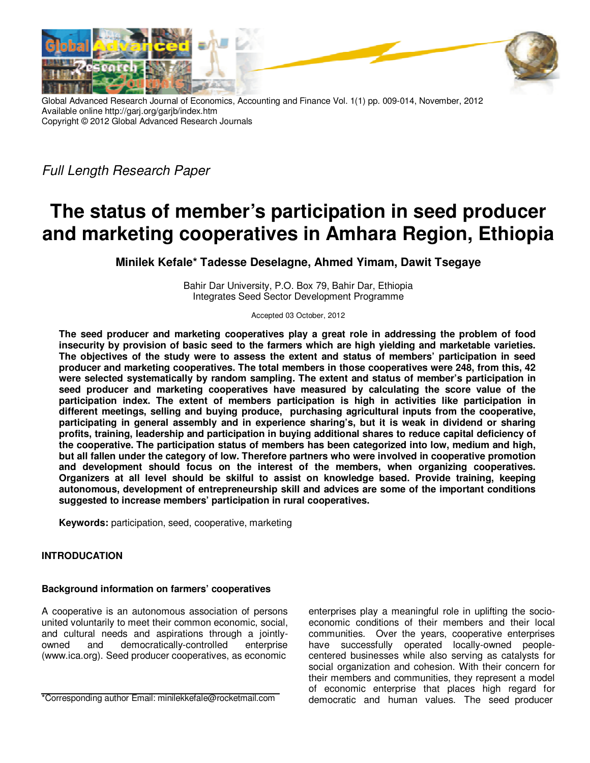Global Advanced Research Journal of Economics, Accounting and Finance Vol. 1(1) pp. 009-014, November, 2012
Available online http://garj.org/garjb/index.htm
Copyright © 2012 Global Advanced Research Journals

*Full Length Research Paper*

# The status of member's participation in seed producer and marketing cooperatives in Amhara Region, Ethiopia

**Minilek Kefale\* Tadesse Deselagne, Ahmed Yimam, Dawit Tsegaye**

Bahir Dar University, P.O. Box 79, Bahir Dar, Ethiopia
Integrates Seed Sector Development Programme

Accepted 03 October, 2012

**The seed producer and marketing cooperatives play a great role in addressing the problem of food insecurity by provision of basic seed to the farmers which are high yielding and marketable varieties. The objectives of the study were to assess the extent and status of members' participation in seed producer and marketing cooperatives. The total members in those cooperatives were 248, from this, 42 were selected systematically by random sampling. The extent and status of member's participation in seed producer and marketing cooperatives have measured by calculating the score value of the participation index. The extent of members participation is high in activities like participation in different meetings, selling and buying produce, purchasing agricultural inputs from the cooperative, participating in general assembly and in experience sharing's, but it is weak in dividend or sharing profits, training, leadership and participation in buying additional shares to reduce capital deficiency of the cooperative. The participation status of members has been categorized into low, medium and high, but all fallen under the category of low. Therefore partners who were involved in cooperative promotion and development should focus on the interest of the members, when organizing cooperatives. Organizers at all level should be skilful to assist on knowledge based. Provide training, keeping autonomous, development of entrepreneurship skill and advices are some of the important conditions suggested to increase members' participation in rural cooperatives.**

**Keywords:** participation, seed, cooperative, marketing

## INTRODUCATION

### Background information on farmers' cooperatives

A cooperative is an autonomous association of persons united voluntarily to meet their common economic, social, and cultural needs and aspirations through a jointly-owned and democratically-controlled enterprise (www.ica.org). Seed producer cooperatives, as economic enterprises play a meaningful role in uplifting the socio-economic conditions of their members and their local communities. Over the years, cooperative enterprises have successfully operated locally-owned people-centered businesses while also serving as catalysts for social organization and cohesion. With their concern for their members and communities, they represent a model of economic enterprise that places high regard for democratic and human values. The seed producer

\*Corresponding author Email: minilekkefale@rocketmail.com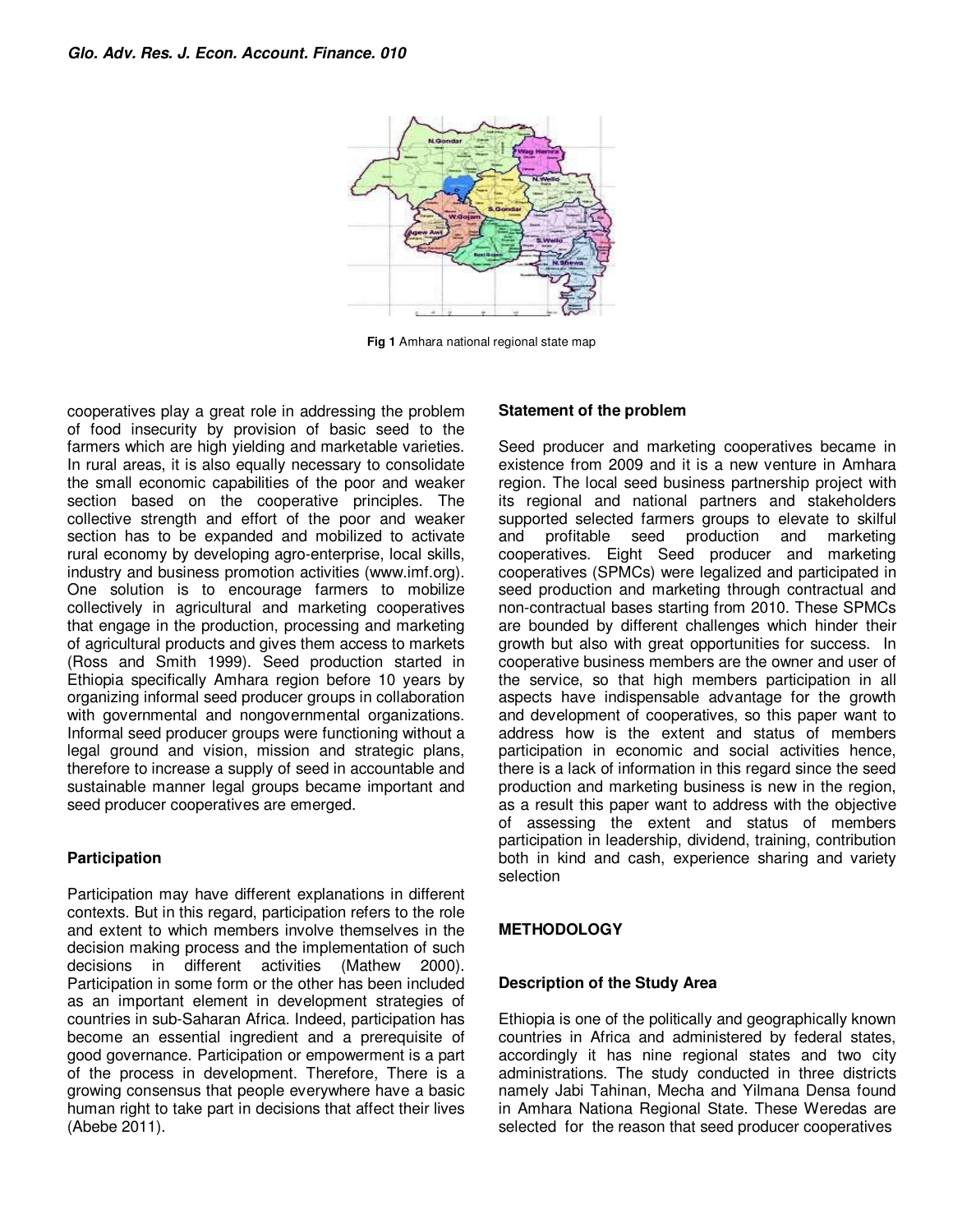Fig 1 Amhara national regional state map

cooperatives play a great role in addressing the problem of food insecurity by provision of basic seed to the farmers which are high yielding and marketable varieties. In rural areas, it is also equally necessary to consolidate the small economic capabilities of the poor and weaker section based on the cooperative principles. The collective strength and effort of the poor and weaker section has to be expanded and mobilized to activate rural economy by developing agro-enterprise, local skills, industry and business promotion activities (www.imf.org). One solution is to encourage farmers to mobilize collectively in agricultural and marketing cooperatives that engage in the production, processing and marketing of agricultural products and gives them access to markets (Ross and Smith 1999). Seed production started in Ethiopia specifically Amhara region before 10 years by organizing informal seed producer groups in collaboration with governmental and nongovernmental organizations. Informal seed producer groups were functioning without a legal ground and vision, mission and strategic plans, therefore to increase a supply of seed in accountable and sustainable manner legal groups became important and seed producer cooperatives are emerged.

**Participation**

Participation may have different explanations in different contexts. But in this regard, participation refers to the role and extent to which members involve themselves in the decision making process and the implementation of such decisions in different activities (Mathew 2000). Participation in some form or the other has been included as an important element in development strategies of countries in sub-Saharan Africa. Indeed, participation has become an essential ingredient and a prerequisite of good governance. Participation or empowerment is a part of the process in development. Therefore, There is a growing consensus that people everywhere have a basic human right to take part in decisions that affect their lives (Abebe 2011).

**Statement of the problem**

Seed producer and marketing cooperatives became in existence from 2009 and it is a new venture in Amhara region. The local seed business partnership project with its regional and national partners and stakeholders supported selected farmers groups to elevate to skilful and profitable seed production and marketing cooperatives. Eight Seed producer and marketing cooperatives (SPMCs) were legalized and participated in seed production and marketing through contractual and non-contractual bases starting from 2010. These SPMCs are bounded by different challenges which hinder their growth but also with great opportunities for success. In cooperative business members are the owner and user of the service, so that high members participation in all aspects have indispensable advantage for the growth and development of cooperatives, so this paper want to address how is the extent and status of members participation in economic and social activities hence, there is a lack of information in this regard since the seed production and marketing business is new in the region, as a result this paper want to address with the objective of assessing the extent and status of members participation in leadership, dividend, training, contribution both in kind and cash, experience sharing and variety selection

## METHODOLOGY

### Description of the Study Area

Ethiopia is one of the politically and geographically known countries in Africa and administered by federal states, accordingly it has nine regional states and two city administrations. The study conducted in three districts namely Jabi Tahinan, Mecha and Yilmana Densa found in Amhara Nationa Regional State. These Weredas are selected for the reason that seed producer cooperatives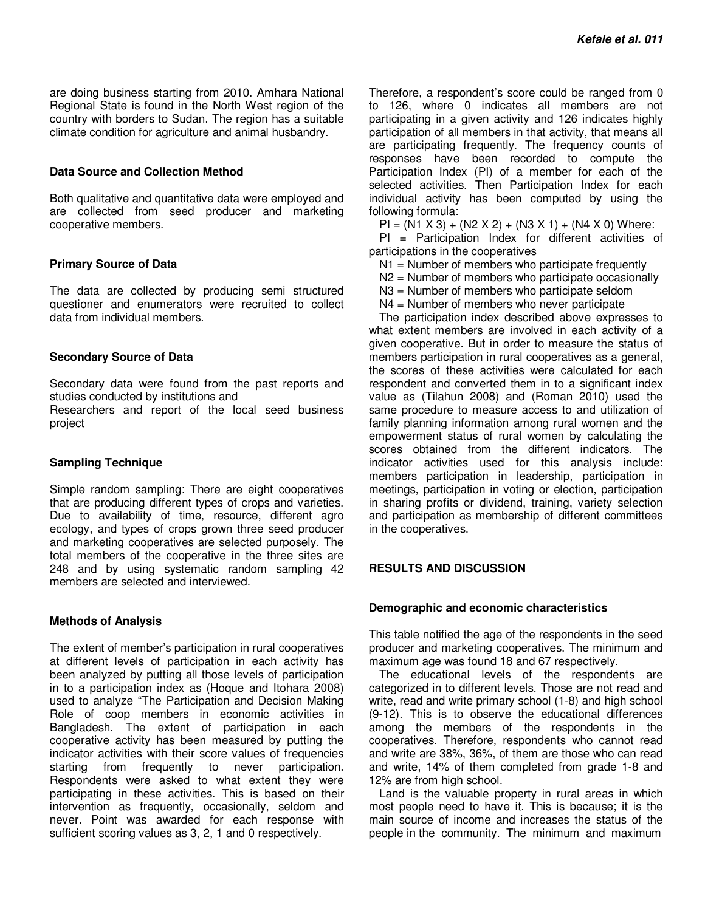are doing business starting from 2010. Amhara National Regional State is found in the North West region of the country with borders to Sudan. The region has a suitable climate condition for agriculture and animal husbandry.

### Data Source and Collection Method

Both qualitative and quantitative data were employed and are collected from seed producer and marketing cooperative members.

### Primary Source of Data

The data are collected by producing semi structured questioner and enumerators were recruited to collect data from individual members.

### Secondary Source of Data

Secondary data were found from the past reports and studies conducted by institutions and
Researchers and report of the local seed business project

### Sampling Technique

Simple random sampling: There are eight cooperatives that are producing different types of crops and varieties. Due to availability of time, resource, different agro ecology, and types of crops grown three seed producer and marketing cooperatives are selected purposely. The total members of the cooperative in the three sites are 248 and by using systematic random sampling 42 members are selected and interviewed.

### Methods of Analysis

The extent of member's participation in rural cooperatives at different levels of participation in each activity has been analyzed by putting all those levels of participation in to a participation index as (Hoque and Itohara 2008) used to analyze "The Participation and Decision Making Role of coop members in economic activities in Bangladesh. The extent of participation in each cooperative activity has been measured by putting the indicator activities with their score values of frequencies starting from frequently to never participation. Respondents were asked to what extent they were participating in these activities. This is based on their intervention as frequently, occasionally, seldom and never. Point was awarded for each response with sufficient scoring values as 3, 2, 1 and 0 respectively. Therefore, a respondent's score could be ranged from 0 to 126, where 0 indicates all members are not participating in a given activity and 126 indicates highly participation of all members in that activity, that means all are participating frequently. The frequency counts of responses have been recorded to compute the Participation Index (PI) of a member for each of the selected activities. Then Participation Index for each individual activity has been computed by using the following formula:

$PI = (N1 \times 3) + (N2 \times 2) + (N3 \times 1) + (N4 \times 0)$ Where:

PI = Participation Index for different activities of participations in the cooperatives

N1 = Number of members who participate frequently

N2 = Number of members who participate occasionally

N3 = Number of members who participate seldom

N4 = Number of members who never participate

The participation index described above expresses to what extent members are involved in each activity of a given cooperative. But in order to measure the status of members participation in rural cooperatives as a general, the scores of these activities were calculated for each respondent and converted them in to a significant index value as (Tilahun 2008) and (Roman 2010) used the same procedure to measure access to and utilization of family planning information among rural women and the empowerment status of rural women by calculating the scores obtained from the different indicators. The indicator activities used for this analysis include: members participation in leadership, participation in meetings, participation in voting or election, participation in sharing profits or dividend, training, variety selection and participation as membership of different committees in the cooperatives.

## RESULTS AND DISCUSSION

### Demographic and economic characteristics

This table notified the age of the respondents in the seed producer and marketing cooperatives. The minimum and maximum age was found 18 and 67 respectively.

The educational levels of the respondents are categorized in to different levels. Those are not read and write, read and write primary school (1-8) and high school (9-12). This is to observe the educational differences among the members of the respondents in the cooperatives. Therefore, respondents who cannot read and write are 38%, 36%, of them are those who can read and write, 14% of them completed from grade 1-8 and 12% are from high school.

Land is the valuable property in rural areas in which most people need to have it. This is because; it is the main source of income and increases the status of the people in the community. The minimum and maximum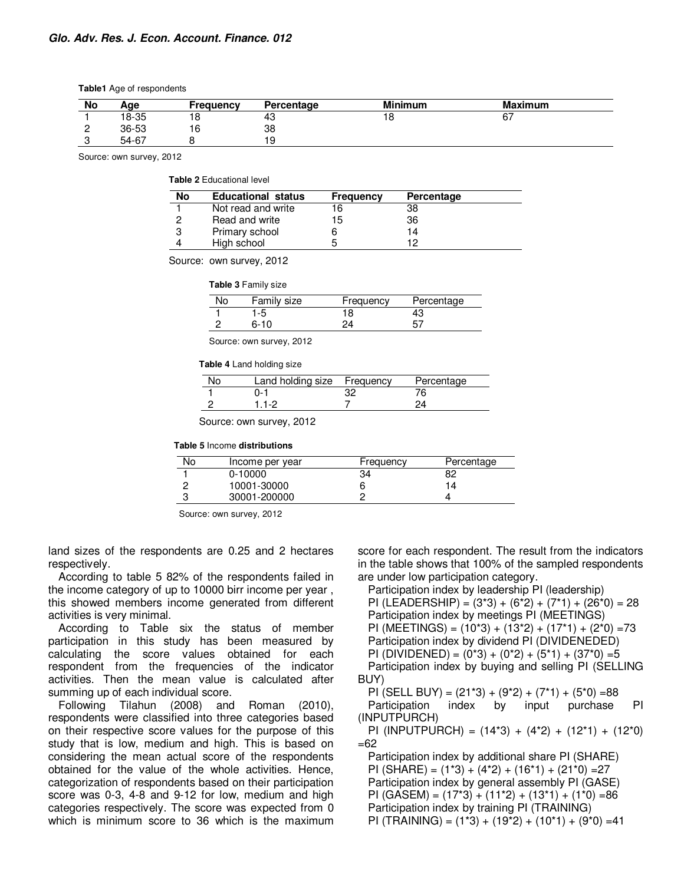**Table1** Age of respondents

| No | Age | Frequency | Percentage | Minimum | Maximum |
|---|---|---|---|---|---|
| 1 | 18-35 | 18 | 43 | 18 | 67 |
| 2 | 36-53 | 16 | 38 | | |
| 3 | 54-67 | 8 | 19 | | |

Source: own survey, 2012

**Table 2** Educational level

| No | Educational status | Frequency | Percentage |
|---|---|---|---|
| 1 | Not read and write | 16 | 38 |
| 2 | Read and write | 15 | 36 |
| 3 | Primary school | 6 | 14 |
| 4 | High school | 5 | 12 |

Source: own survey, 2012

**Table 3** Family size

| No | Family size | Frequency | Percentage |
|---|---|---|---|
| 1 | 1-5 | 18 | 43 |
| 2 | 6-10 | 24 | 57 |

Source: own survey, 2012

**Table 4** Land holding size

| No | Land holding size | Frequency | Percentage |
|---|---|---|---|
| 1 | 0-1 | 32 | 76 |
| 2 | 1.1-2 | 7 | 24 |

Source: own survey, 2012

**Table 5** Income **distributions**

| No | Income per year | Frequency | Percentage |
|---|---|---|---|
| 1 | 0-10000 | 34 | 82 |
| 2 | 10001-30000 | 6 | 14 |
| 3 | 30001-200000 | 2 | 4 |

Source: own survey, 2012

land sizes of the respondents are 0.25 and 2 hectares respectively.

According to table 5 82% of the respondents failed in the income category of up to 10000 birr income per year , this showed members income generated from different activities is very minimal.

According to Table six the status of member participation in this study has been measured by calculating the score values obtained for each respondent from the frequencies of the indicator activities. Then the mean value is calculated after summing up of each individual score.

Following Tilahun (2008) and Roman (2010), respondents were classified into three categories based on their respective score values for the purpose of this study that is low, medium and high. This is based on considering the mean actual score of the respondents obtained for the value of the whole activities. Hence, categorization of respondents based on their participation score was 0-3, 4-8 and 9-12 for low, medium and high categories respectively. The score was expected from 0 which is minimum score to 36 which is the maximum score for each respondent. The result from the indicators in the table shows that 100% of the sampled respondents are under low participation category.

Participation index by leadership PI (leadership)

PI (LEADERSHIP) = (3*3) + (6*2) + (7*1) + (26*0) = 28

Participation index by meetings PI (MEETINGS)

PI (MEETINGS) = (10*3) + (13*2) + (17*1) + (2*0) =73

Participation index by dividend PI (DIVIDENEDED)

PI (DIVIDEND) = (0*3) + (0*2) + (5*1) + (37*0) =5

Participation index by buying and selling PI (SELLING BUY)

PI (SELL BUY) = (21*3) + (9*2) + (7*1) + (5*0) =88

Participation index by input purchase PI (INPUTPURCH)

PI (INPUTPURCH) = (14*3) + (4*2) + (12*1) + (12*0) =62

Participation index by additional share PI (SHARE)

PI (SHARE) = (1*3) + (4*2) + (16*1) + (21*0) =27

Participation index by general assembly PI (GASE)

PI (GASEM) = (17*3) + (11*2) + (13*1) + (1*0) =86

Participation index by training PI (TRAINING)

PI (TRAINING) = (1*3) + (19*2) + (10*1) + (9*0) =41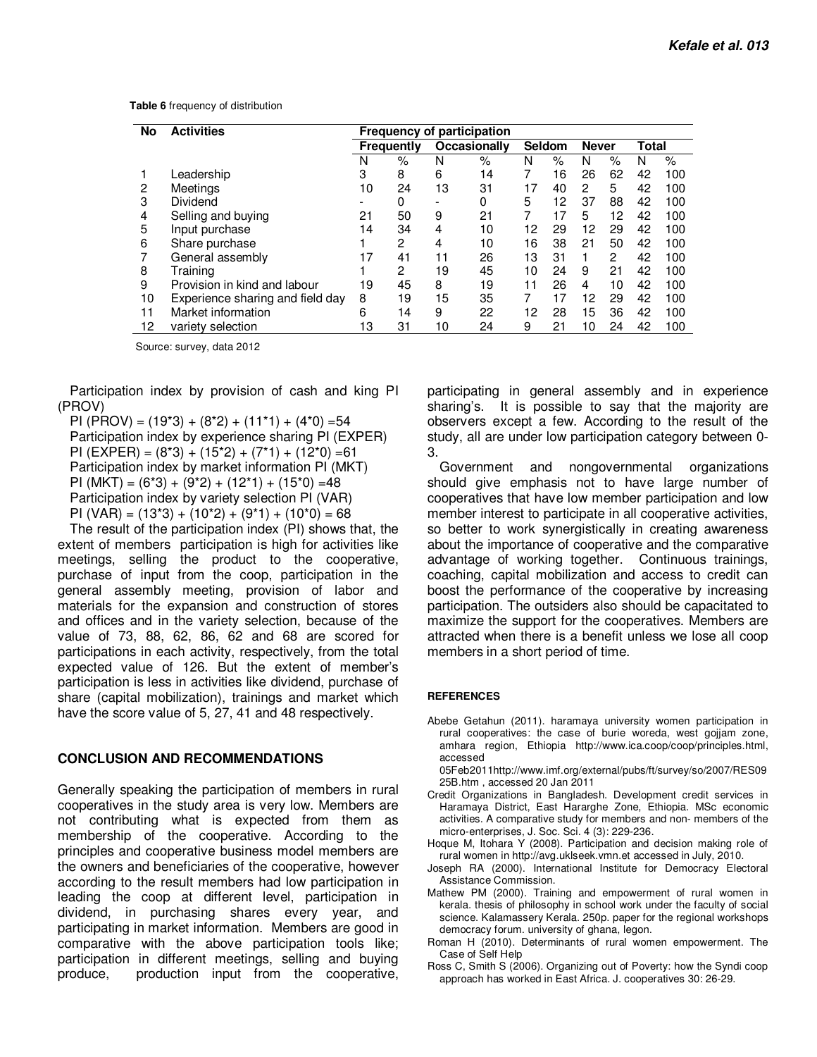**Table 6** frequency of distribution

| No | Activities | Frequency of participation | | | | | | | | | |
|---|---|---|---|---|---|---|---|---|---|---|---|
| | | Frequently | | Occasionally | | Seldom | | Never | | Total | |
| | | N | % | N | % | N | % | N | % | N | % |
| 1 | Leadership | 3 | 8 | 6 | 14 | 7 | 16 | 26 | 62 | 42 | 100 |
| 2 | Meetings | 10 | 24 | 13 | 31 | 17 | 40 | 2 | 5 | 42 | 100 |
| 3 | Dividend | - | 0 | - | 0 | 5 | 12 | 37 | 88 | 42 | 100 |
| 4 | Selling and buying | 21 | 50 | 9 | 21 | 7 | 17 | 5 | 12 | 42 | 100 |
| 5 | Input purchase | 14 | 34 | 4 | 10 | 12 | 29 | 12 | 29 | 42 | 100 |
| 6 | Share purchase | 1 | 2 | 4 | 10 | 16 | 38 | 21 | 50 | 42 | 100 |
| 7 | General assembly | 17 | 41 | 11 | 26 | 13 | 31 | 1 | 2 | 42 | 100 |
| 8 | Training | 1 | 2 | 19 | 45 | 10 | 24 | 9 | 21 | 42 | 100 |
| 9 | Provision in kind and labour | 19 | 45 | 8 | 19 | 11 | 26 | 4 | 10 | 42 | 100 |
| 10 | Experience sharing and field day | 8 | 19 | 15 | 35 | 7 | 17 | 12 | 29 | 42 | 100 |
| 11 | Market information | 6 | 14 | 9 | 22 | 12 | 28 | 15 | 36 | 42 | 100 |
| 12 | variety selection | 13 | 31 | 10 | 24 | 9 | 21 | 10 | 24 | 42 | 100 |

Source: survey, data 2012

Participation index by provision of cash and king PI (PROV)

PI (PROV) = (19*3) + (8*2) + (11*1) + (4*0) =54

Participation index by experience sharing PI (EXPER)

PI (EXPER) = (8*3) + (15*2) + (7*1) + (12*0) =61

Participation index by market information PI (MKT)

PI (MKT) = (6*3) + (9*2) + (12*1) + (15*0) =48

Participation index by variety selection PI (VAR)

PI (VAR) = (13*3) + (10*2) + (9*1) + (10*0) = 68

The result of the participation index (PI) shows that, the extent of members participation is high for activities like meetings, selling the product to the cooperative, purchase of input from the coop, participation in the general assembly meeting, provision of labor and materials for the expansion and construction of stores and offices and in the variety selection, because of the value of 73, 88, 62, 86, 62 and 68 are scored for participations in each activity, respectively, from the total expected value of 126. But the extent of member's participation is less in activities like dividend, purchase of share (capital mobilization), trainings and market which have the score value of 5, 27, 41 and 48 respectively.

## CONCLUSION AND RECOMMENDATIONS

Generally speaking the participation of members in rural cooperatives in the study area is very low. Members are not contributing what is expected from them as membership of the cooperative. According to the principles and cooperative business model members are the owners and beneficiaries of the cooperative, however according to the result members had low participation in leading the coop at different level, participation in dividend, in purchasing shares every year, and participating in market information. Members are good in comparative with the above participation tools like; participation in different meetings, selling and buying produce, production input from the cooperative, participating in general assembly and in experience sharing's. It is possible to say that the majority are observers except a few. According to the result of the study, all are under low participation category between 0-3.

Government and nongovernmental organizations should give emphasis not to have large number of cooperatives that have low member participation and low member interest to participate in all cooperative activities, so better to work synergistically in creating awareness about the importance of cooperative and the comparative advantage of working together. Continuous trainings, coaching, capital mobilization and access to credit can boost the performance of the cooperative by increasing participation. The outsiders also should be capacitated to maximize the support for the cooperatives. Members are attracted when there is a benefit unless we lose all coop members in a short period of time.

## REFERENCES

Abebe Getahun (2011). haramaya university women participation in rural cooperatives: the case of burie woreda, west gojjam zone, amhara region, Ethiopia http://www.ica.coop/coop/principles.html, accessed 05Feb2011http://www.imf.org/external/pubs/ft/survey/so/2007/RES0925B.htm , accessed 20 Jan 2011

Credit Organizations in Bangladesh. Development credit services in Haramaya District, East Hararghe Zone, Ethiopia. MSc economic activities. A comparative study for members and non- members of the micro-enterprises, J. Soc. Sci. 4 (3): 229-236.

Hoque M, Itohara Y (2008). Participation and decision making role of rural women in http://avg.uklseek.vmn.et accessed in July, 2010.

Joseph RA (2000). International Institute for Democracy Electoral Assistance Commission.

Mathew PM (2000). Training and empowerment of rural women in kerala. thesis of philosophy in school work under the faculty of social science. Kalamassery Kerala. 250p. paper for the regional workshops democracy forum. university of ghana, legon.

Roman H (2010). Determinants of rural women empowerment. The Case of Self Help

Ross C, Smith S (2006). Organizing out of Poverty: how the Syndi coop approach has worked in East Africa. J. cooperatives 30: 26-29.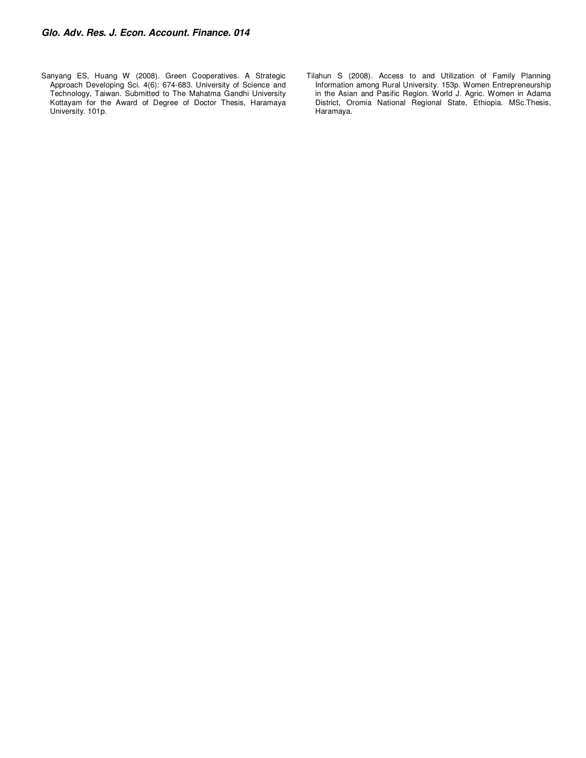Sanyang ES, Huang W (2008). Green Cooperatives. A Strategic Approach Developing Sci. 4(6): 674-683. University of Science and Technology, Taiwan. Submitted to The Mahatma Gandhi University Kottayam for the Award of Degree of Doctor Thesis, Haramaya University. 101p.

Tilahun S (2008). Access to and Utilization of Family Planning Information among Rural University. 153p. Women Entrepreneurship in the Asian and Pasific Region. World J. Agric. Women in Adama District, Oromia National Regional State, Ethiopia. MSc.Thesis, Haramaya.